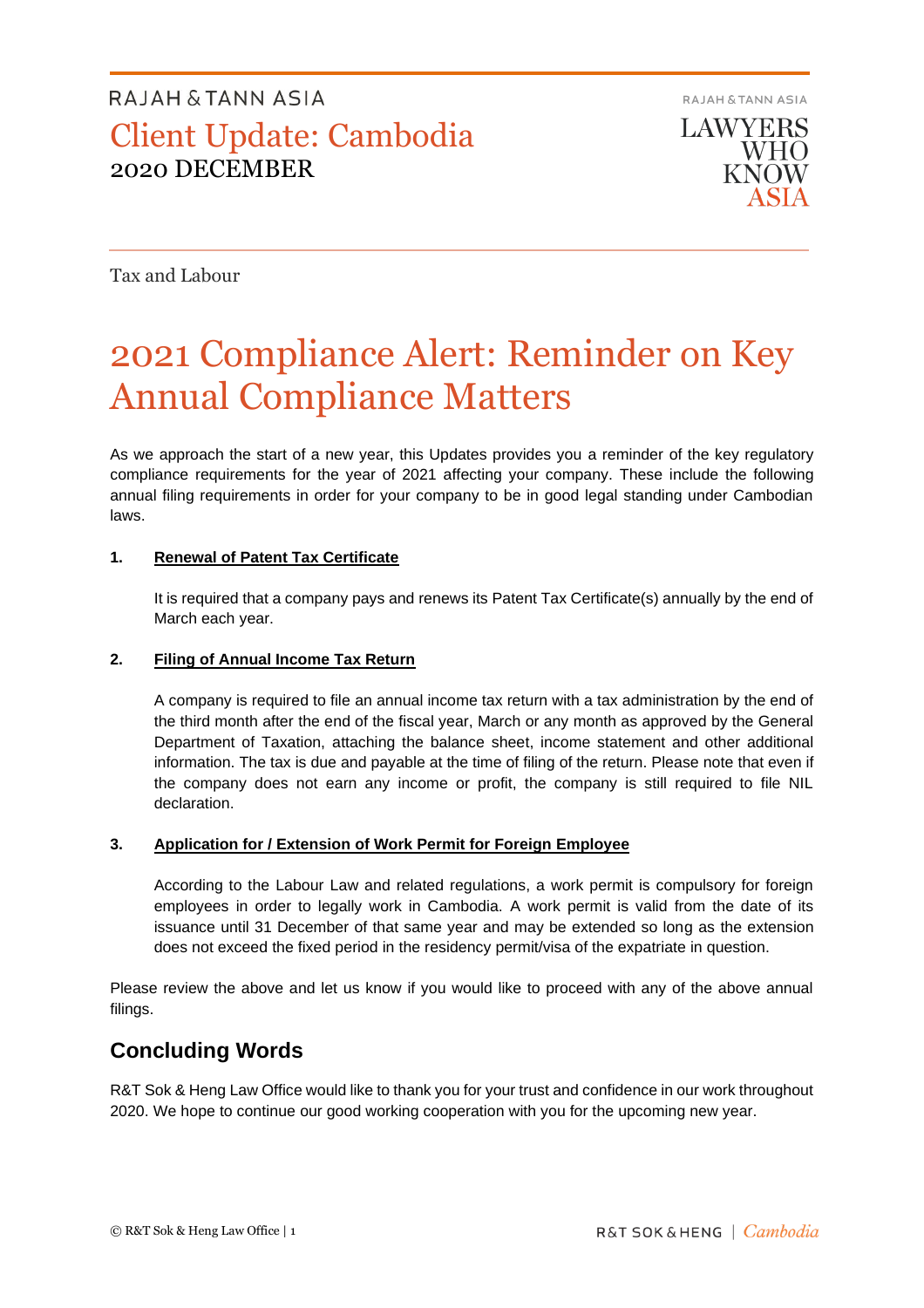RAJAH & TANN ASIA

# Client Update: Cambodia

2020 DECEMBER

RAJAH & TANN ASIA

LAWYERS WHO KNOW ASIA

Tax and Labour

# 2021 Compliance Alert: Reminder on Key Annual Compliance Matters

As we approach the start of a new year, this Updates provides you a reminder of the key regulatory compliance requirements for the year of 2021 affecting your company. These include the following annual filing requirements in order for your company to be in good legal standing under Cambodian laws.

**1. Renewal of Patent Tax Certificate**

It is required that a company pays and renews its Patent Tax Certificate(s) annually by the end of March each year.

**2. Filing of Annual Income Tax Return**

A company is required to file an annual income tax return with a tax administration by the end of the third month after the end of the fiscal year, March or any month as approved by the General Department of Taxation, attaching the balance sheet, income statement and other additional information. The tax is due and payable at the time of filing of the return. Please note that even if the company does not earn any income or profit, the company is still required to file NIL declaration.

**3. Application for / Extension of Work Permit for Foreign Employee**

According to the Labour Law and related regulations, a work permit is compulsory for foreign employees in order to legally work in Cambodia. A work permit is valid from the date of its issuance until 31 December of that same year and may be extended so long as the extension does not exceed the fixed period in the residency permit/visa of the expatriate in question.

Please review the above and let us know if you would like to proceed with any of the above annual filings.

## Concluding Words

R&T Sok & Heng Law Office would like to thank you for your trust and confidence in our work throughout 2020. We hope to continue our good working cooperation with you for the upcoming new year.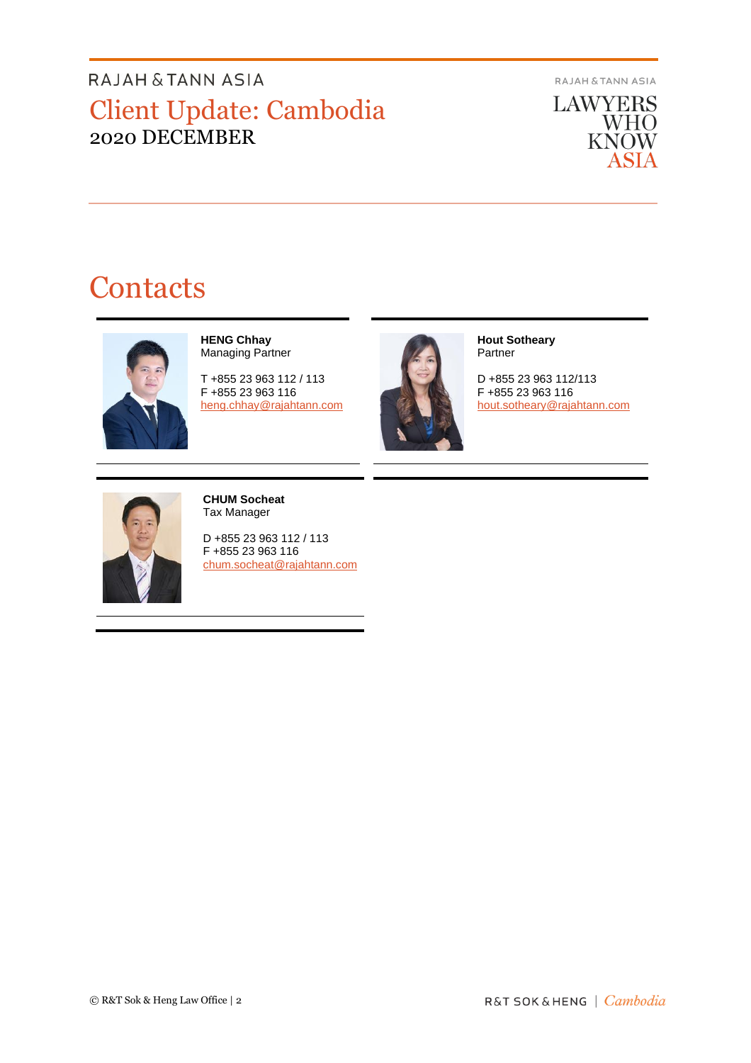# Contacts

**HENG Chhay**
Managing Partner

T +855 23 963 112 / 113
F +855 23 963 116
heng.chhay@rajahtann.com

**Hout Sotheary**
Partner

D +855 23 963 112/113
F +855 23 963 116
hout.sotheary@rajahtann.com

**CHUM Socheat**
Tax Manager

D +855 23 963 112 / 113
F +855 23 963 116
chum.socheat@rajahtann.com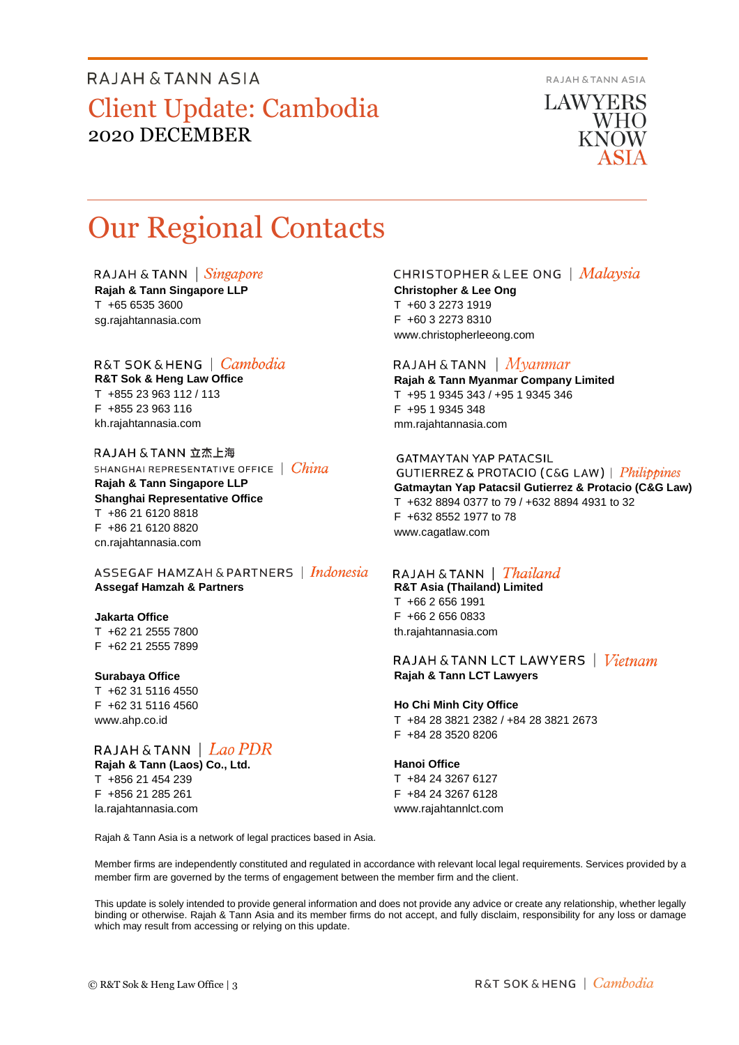# Our Regional Contacts

RAJAH & TANN | *Singapore*

**Rajah & Tann Singapore LLP**
T +65 6535 3600
sg.rajahtannasia.com

R&T SOK & HENG | *Cambodia*

**R&T Sok & Heng Law Office**
T +855 23 963 112 / 113
F +855 23 963 116
kh.rajahtannasia.com

RAJAH & TANN 立杰上海
SHANGHAI REPRESENTATIVE OFFICE | *China*

**Rajah & Tann Singapore LLP**
**Shanghai Representative Office**
T +86 21 6120 8818
F +86 21 6120 8820
cn.rajahtannasia.com

ASSEGAF HAMZAH & PARTNERS | *Indonesia*

**Assegaf Hamzah & Partners**

**Jakarta Office**
T +62 21 2555 7800
F +62 21 2555 7899

**Surabaya Office**
T +62 31 5116 4550
F +62 31 5116 4560
www.ahp.co.id

RAJAH & TANN | *Lao PDR*

**Rajah & Tann (Laos) Co., Ltd.**
T +856 21 454 239
F +856 21 285 261
la.rajahtannasia.com

CHRISTOPHER & LEE ONG | *Malaysia*

**Christopher & Lee Ong**
T +60 3 2273 1919
F +60 3 2273 8310
www.christopherleeong.com

RAJAH & TANN | *Myanmar*

**Rajah & Tann Myanmar Company Limited**
T +95 1 9345 343 / +95 1 9345 346
F +95 1 9345 348
mm.rajahtannasia.com

GATMAYTAN YAP PATACSIL
GUTIERREZ & PROTACIO (C&G LAW) | *Philippines*

**Gatmaytan Yap Patacsil Gutierrez & Protacio (C&G Law)**
T +632 8894 0377 to 79 / +632 8894 4931 to 32
F +632 8552 1977 to 78
www.cagatlaw.com

RAJAH & TANN | *Thailand*

**R&T Asia (Thailand) Limited**
T +66 2 656 1991
F +66 2 656 0833
th.rajahtannasia.com

RAJAH & TANN LCT LAWYERS | *Vietnam*

**Rajah & Tann LCT Lawyers**

**Ho Chi Minh City Office**
T +84 28 3821 2382 / +84 28 3821 2673
F +84 28 3520 8206

**Hanoi Office**
T +84 24 3267 6127
F +84 24 3267 6128
www.rajahtannlct.com

Rajah & Tann Asia is a network of legal practices based in Asia.

Member firms are independently constituted and regulated in accordance with relevant local legal requirements. Services provided by a member firm are governed by the terms of engagement between the member firm and the client.

This update is solely intended to provide general information and does not provide any advice or create any relationship, whether legally binding or otherwise. Rajah & Tann Asia and its member firms do not accept, and fully disclaim, responsibility for any loss or damage which may result from accessing or relying on this update.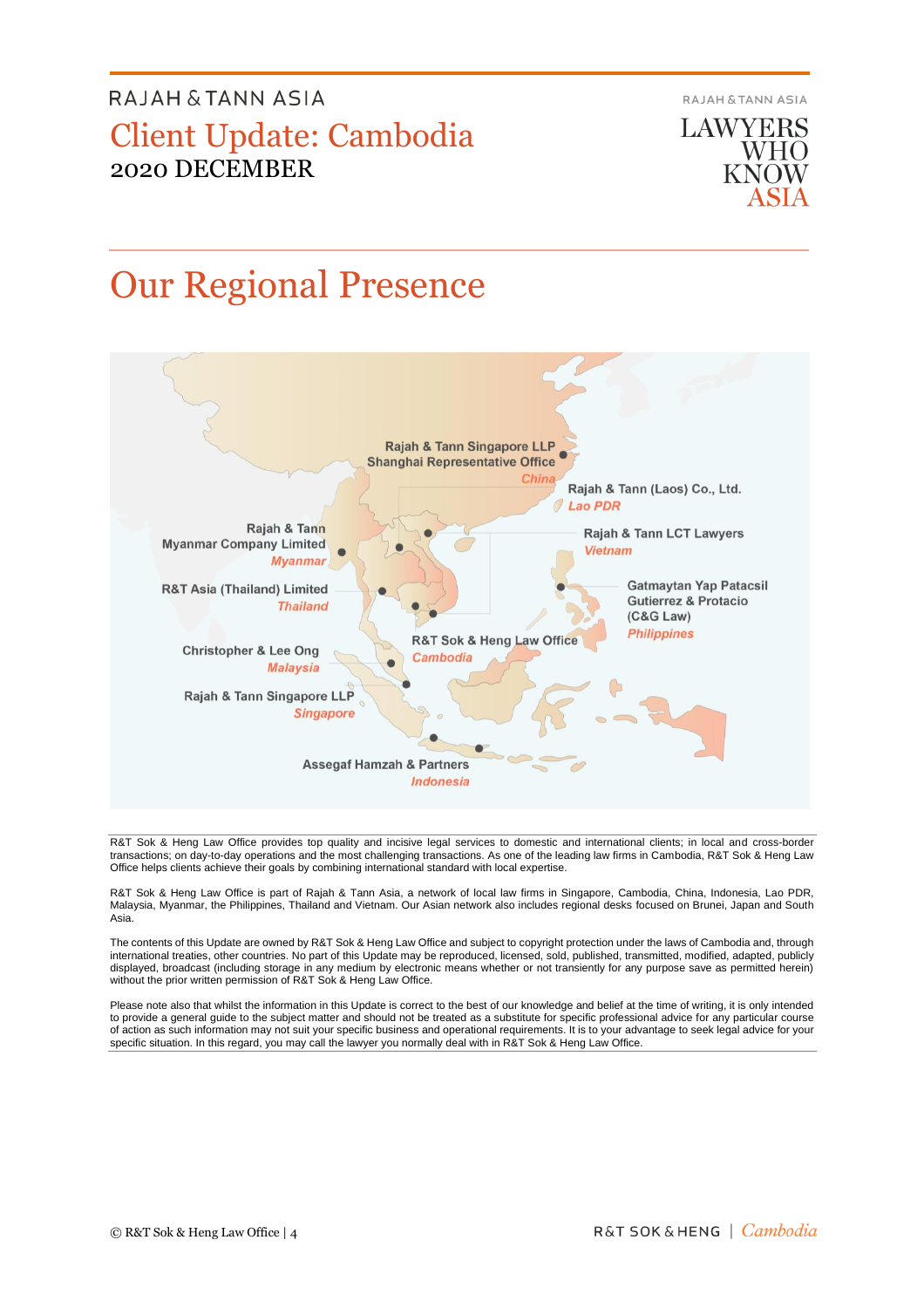RAJAH & TANN ASIA

# Client Update: Cambodia

2020 DECEMBER

RAJAH & TANN ASIA

LAWYERS WHO KNOW ASIA

## Our Regional Presence

Rajah & Tann Singapore LLP
Shanghai Representative Office
*China*

Rajah & Tann (Laos) Co., Ltd.
*Lao PDR*

Rajah & Tann
Myanmar Company Limited
*Myanmar*

Rajah & Tann LCT Lawyers
*Vietnam*

R&T Asia (Thailand) Limited
*Thailand*

Gatmaytan Yap Patacsil
Gutierrez & Protacio
(C&G Law)
*Philippines*

R&T Sok & Heng Law Office
*Cambodia*

Christopher & Lee Ong
*Malaysia*

Rajah & Tann Singapore LLP
*Singapore*

Assegaf Hamzah & Partners
*Indonesia*

R&T Sok & Heng Law Office provides top quality and incisive legal services to domestic and international clients; in local and cross-border transactions; on day-to-day operations and the most challenging transactions. As one of the leading law firms in Cambodia, R&T Sok & Heng Law Office helps clients achieve their goals by combining international standard with local expertise.

R&T Sok & Heng Law Office is part of Rajah & Tann Asia, a network of local law firms in Singapore, Cambodia, China, Indonesia, Lao PDR, Malaysia, Myanmar, the Philippines, Thailand and Vietnam. Our Asian network also includes regional desks focused on Brunei, Japan and South Asia.

The contents of this Update are owned by R&T Sok & Heng Law Office and subject to copyright protection under the laws of Cambodia and, through international treaties, other countries. No part of this Update may be reproduced, licensed, sold, published, transmitted, modified, adapted, publicly displayed, broadcast (including storage in any medium by electronic means whether or not transiently for any purpose save as permitted herein) without the prior written permission of R&T Sok & Heng Law Office.

Please note also that whilst the information in this Update is correct to the best of our knowledge and belief at the time of writing, it is only intended to provide a general guide to the subject matter and should not be treated as a substitute for specific professional advice for any particular course of action as such information may not suit your specific business and operational requirements. It is to your advantage to seek legal advice for your specific situation. In this regard, you may call the lawyer you normally deal with in R&T Sok & Heng Law Office.